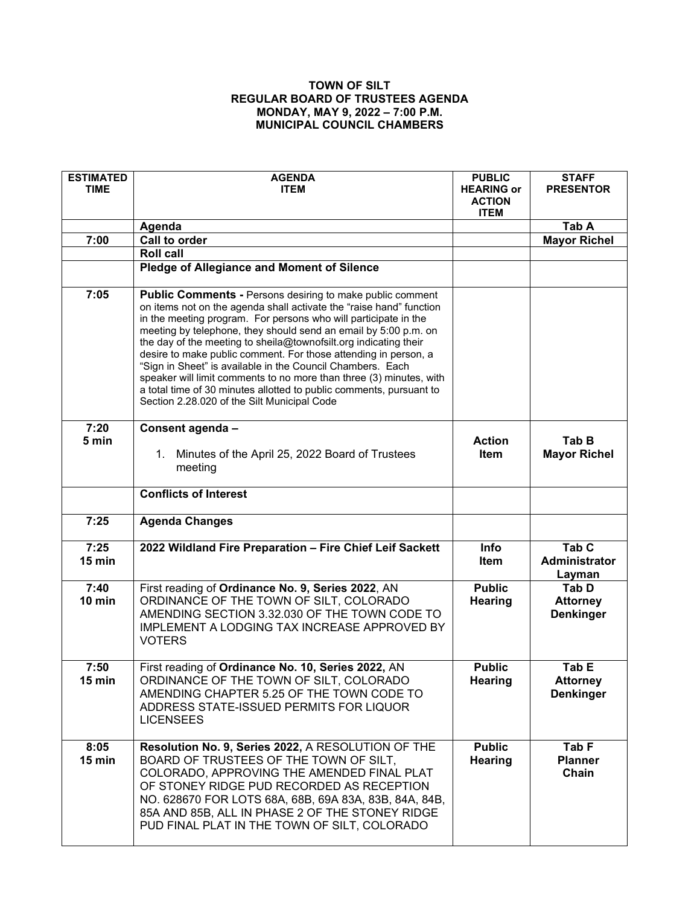**TOWN OF SILT**
**REGULAR BOARD OF TRUSTEES AGENDA**
**MONDAY, MAY 9, 2022 – 7:00 P.M.**
**MUNICIPAL COUNCIL CHAMBERS**

| ESTIMATED TIME | AGENDA ITEM | PUBLIC HEARING or ACTION ITEM | STAFF PRESENTOR |
|---|---|---|---|
| | **Agenda** | | **Tab A** |
| **7:00** | **Call to order** | | **Mayor Richel** |
| | **Roll call** | | |
| | **Pledge of Allegiance and Moment of Silence** | | |
| **7:05** | **Public Comments -** Persons desiring to make public comment on items not on the agenda shall activate the "raise hand" function in the meeting program. For persons who will participate in the meeting by telephone, they should send an email by 5:00 p.m. on the day of the meeting to sheila@townofsilt.org indicating their desire to make public comment. For those attending in person, a "Sign in Sheet" is available in the Council Chambers. Each speaker will limit comments to no more than three (3) minutes, with a total time of 30 minutes allotted to public comments, pursuant to Section 2.28.020 of the Silt Municipal Code | | |
| **7:20 5 min** | **Consent agenda –** 1. Minutes of the April 25, 2022 Board of Trustees meeting | **Action Item** | **Tab B Mayor Richel** |
| | **Conflicts of Interest** | | |
| **7:25** | **Agenda Changes** | | |
| **7:25 15 min** | **2022 Wildland Fire Preparation – Fire Chief Leif Sackett** | **Info Item** | **Tab C Administrator Layman** |
| **7:40 10 min** | First reading of **Ordinance No. 9, Series 2022**, AN ORDINANCE OF THE TOWN OF SILT, COLORADO AMENDING SECTION 3.32.030 OF THE TOWN CODE TO IMPLEMENT A LODGING TAX INCREASE APPROVED BY VOTERS | **Public Hearing** | **Tab D Attorney Denkinger** |
| **7:50 15 min** | First reading of **Ordinance No. 10, Series 2022,** AN ORDINANCE OF THE TOWN OF SILT, COLORADO AMENDING CHAPTER 5.25 OF THE TOWN CODE TO ADDRESS STATE-ISSUED PERMITS FOR LIQUOR LICENSEES | **Public Hearing** | **Tab E Attorney Denkinger** |
| **8:05 15 min** | **Resolution No. 9, Series 2022,** A RESOLUTION OF THE BOARD OF TRUSTEES OF THE TOWN OF SILT, COLORADO, APPROVING THE AMENDED FINAL PLAT OF STONEY RIDGE PUD RECORDED AS RECEPTION NO. 628670 FOR LOTS 68A, 68B, 69A 83A, 83B, 84A, 84B, 85A AND 85B, ALL IN PHASE 2 OF THE STONEY RIDGE PUD FINAL PLAT IN THE TOWN OF SILT, COLORADO | **Public Hearing** | **Tab F Planner Chain** |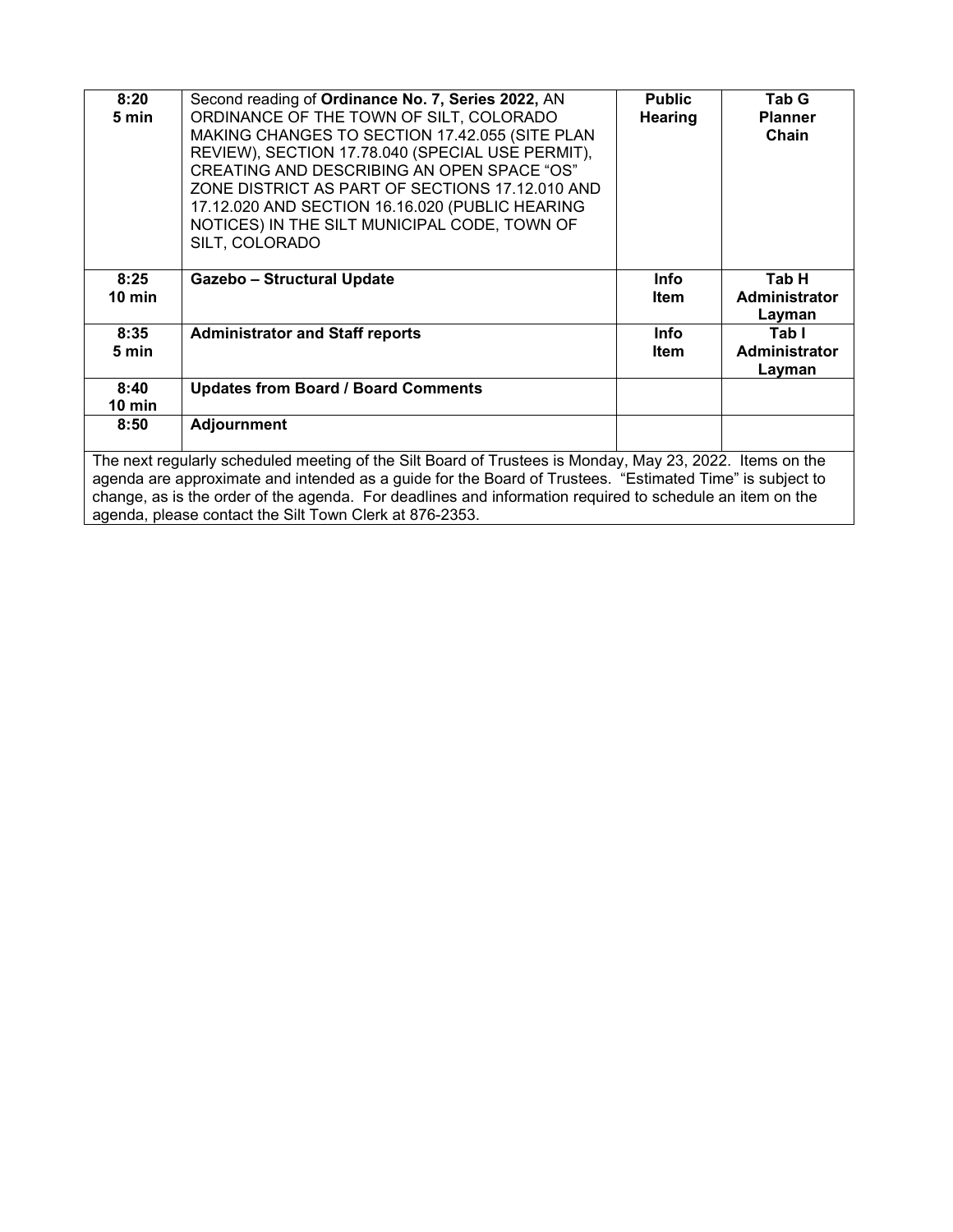| | | | |
|---|---|---|---|
| **8:20**<br>**5 min** | Second reading of **Ordinance No. 7, Series 2022,** AN ORDINANCE OF THE TOWN OF SILT, COLORADO MAKING CHANGES TO SECTION 17.42.055 (SITE PLAN REVIEW), SECTION 17.78.040 (SPECIAL USE PERMIT), CREATING AND DESCRIBING AN OPEN SPACE "OS" ZONE DISTRICT AS PART OF SECTIONS 17.12.010 AND 17.12.020 AND SECTION 16.16.020 (PUBLIC HEARING NOTICES) IN THE SILT MUNICIPAL CODE, TOWN OF SILT, COLORADO | **Public Hearing** | **Tab G**<br>**Planner Chain** |
| **8:25**<br>**10 min** | **Gazebo – Structural Update** | **Info Item** | **Tab H**<br>**Administrator Layman** |
| **8:35**<br>**5 min** | **Administrator and Staff reports** | **Info Item** | **Tab I**<br>**Administrator Layman** |
| **8:40**<br>**10 min** | **Updates from Board / Board Comments** | | |
| **8:50** | **Adjournment** | | |

The next regularly scheduled meeting of the Silt Board of Trustees is Monday, May 23, 2022. Items on the agenda are approximate and intended as a guide for the Board of Trustees. "Estimated Time" is subject to change, as is the order of the agenda. For deadlines and information required to schedule an item on the agenda, please contact the Silt Town Clerk at 876-2353.